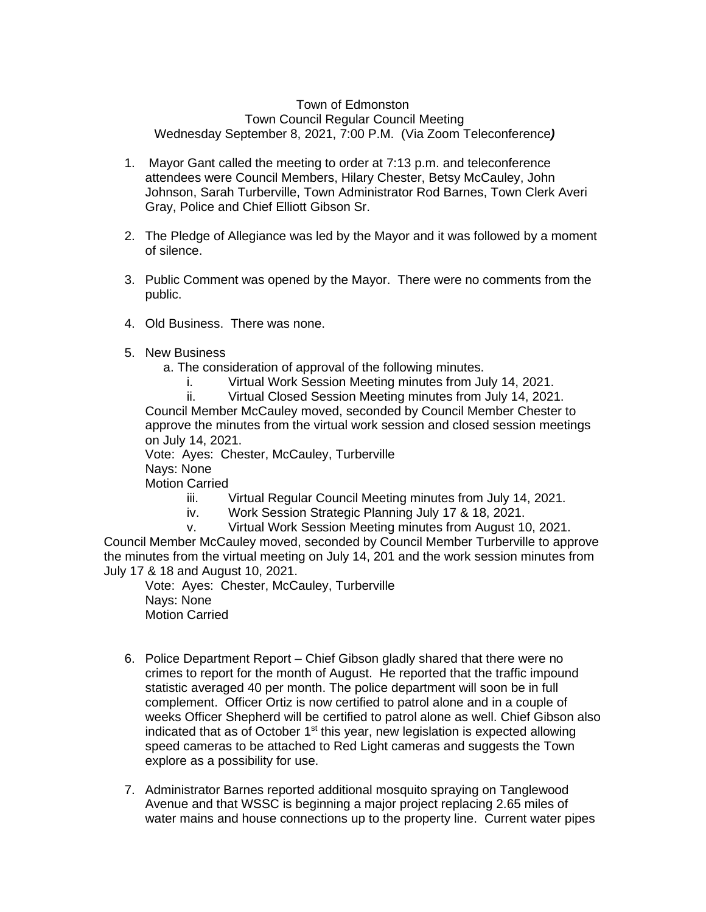Town of Edmonston
Town Council Regular Council Meeting
Wednesday September 8, 2021, 7:00 P.M. (Via Zoom Teleconference***)***

1. Mayor Gant called the meeting to order at 7:13 p.m. and teleconference attendees were Council Members, Hilary Chester, Betsy McCauley, John Johnson, Sarah Turberville, Town Administrator Rod Barnes, Town Clerk Averi Gray, Police and Chief Elliott Gibson Sr.

2. The Pledge of Allegiance was led by the Mayor and it was followed by a moment of silence.

3. Public Comment was opened by the Mayor. There were no comments from the public.

4. Old Business. There was none.

5. New Business
   a. The consideration of approval of the following minutes.
      i. Virtual Work Session Meeting minutes from July 14, 2021.
      ii. Virtual Closed Session Meeting minutes from July 14, 2021.

   Council Member McCauley moved, seconded by Council Member Chester to approve the minutes from the virtual work session and closed session meetings on July 14, 2021.
   Vote: Ayes: Chester, McCauley, Turberville
   Nays: None
   Motion Carried
      iii. Virtual Regular Council Meeting minutes from July 14, 2021.
      iv. Work Session Strategic Planning July 17 & 18, 2021.
      v. Virtual Work Session Meeting minutes from August 10, 2021.

Council Member McCauley moved, seconded by Council Member Turberville to approve the minutes from the virtual meeting on July 14, 201 and the work session minutes from July 17 & 18 and August 10, 2021.
   Vote: Ayes: Chester, McCauley, Turberville
   Nays: None
   Motion Carried

6. Police Department Report – Chief Gibson gladly shared that there were no crimes to report for the month of August. He reported that the traffic impound statistic averaged 40 per month. The police department will soon be in full complement. Officer Ortiz is now certified to patrol alone and in a couple of weeks Officer Shepherd will be certified to patrol alone as well. Chief Gibson also indicated that as of October 1st this year, new legislation is expected allowing speed cameras to be attached to Red Light cameras and suggests the Town explore as a possibility for use.

7. Administrator Barnes reported additional mosquito spraying on Tanglewood Avenue and that WSSC is beginning a major project replacing 2.65 miles of water mains and house connections up to the property line. Current water pipes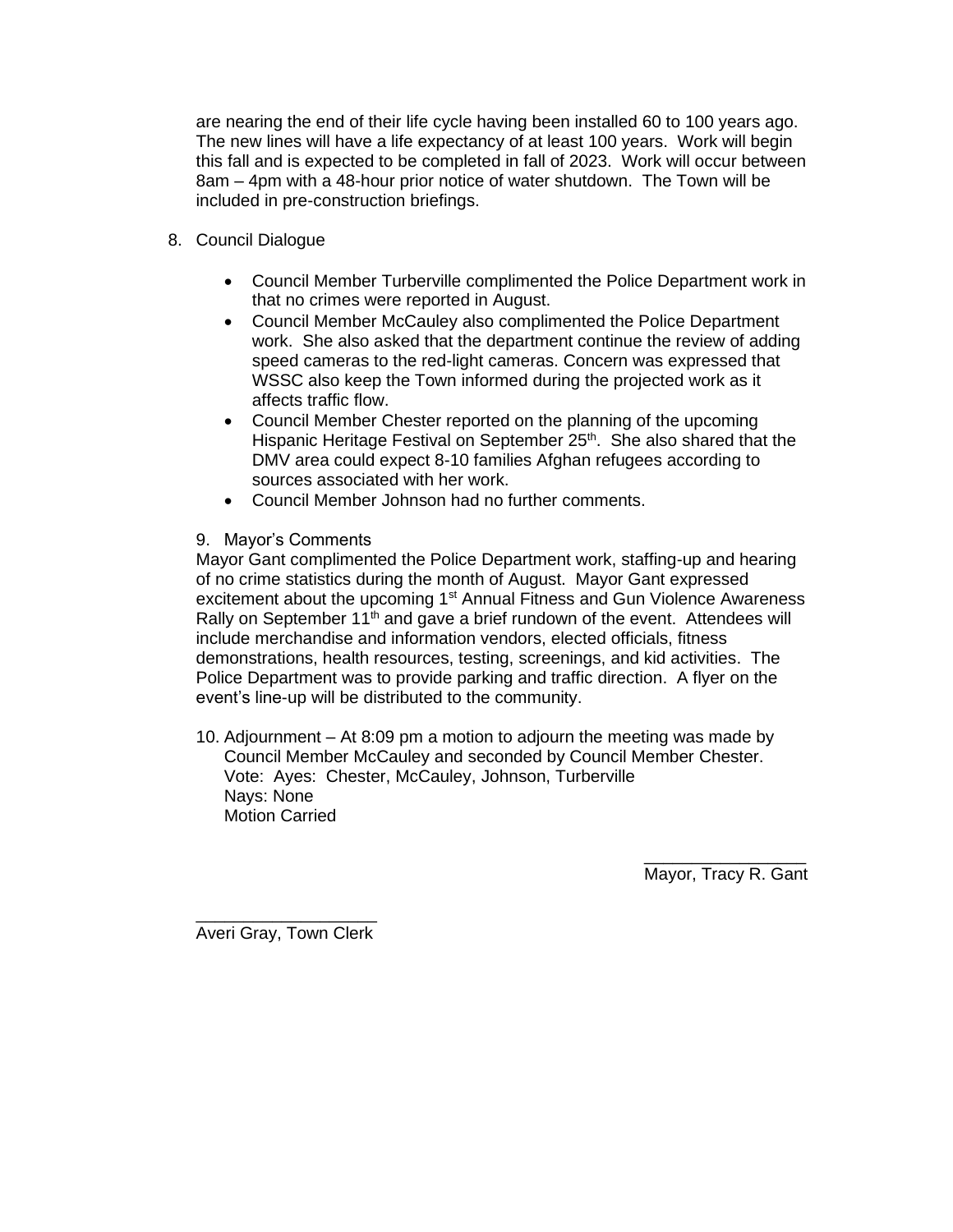are nearing the end of their life cycle having been installed 60 to 100 years ago. The new lines will have a life expectancy of at least 100 years. Work will begin this fall and is expected to be completed in fall of 2023. Work will occur between 8am – 4pm with a 48-hour prior notice of water shutdown. The Town will be included in pre-construction briefings.

8. Council Dialogue

   - Council Member Turberville complimented the Police Department work in that no crimes were reported in August.
   - Council Member McCauley also complimented the Police Department work. She also asked that the department continue the review of adding speed cameras to the red-light cameras. Concern was expressed that WSSC also keep the Town informed during the projected work as it affects traffic flow.
   - Council Member Chester reported on the planning of the upcoming Hispanic Heritage Festival on September 25th. She also shared that the DMV area could expect 8-10 families Afghan refugees according to sources associated with her work.
   - Council Member Johnson had no further comments.

9. Mayor's Comments

Mayor Gant complimented the Police Department work, staffing-up and hearing of no crime statistics during the month of August. Mayor Gant expressed excitement about the upcoming 1st Annual Fitness and Gun Violence Awareness Rally on September 11th and gave a brief rundown of the event. Attendees will include merchandise and information vendors, elected officials, fitness demonstrations, health resources, testing, screenings, and kid activities. The Police Department was to provide parking and traffic direction. A flyer on the event's line-up will be distributed to the community.

10. Adjournment – At 8:09 pm a motion to adjourn the meeting was made by Council Member McCauley and seconded by Council Member Chester.
    Vote: Ayes: Chester, McCauley, Johnson, Turberville
    Nays: None
    Motion Carried

\_\_\_\_\_\_\_\_\_\_\_\_\_\_\_\_
Mayor, Tracy R. Gant

\_\_\_\_\_\_\_\_\_\_\_\_\_\_\_\_\_\_
Averi Gray, Town Clerk